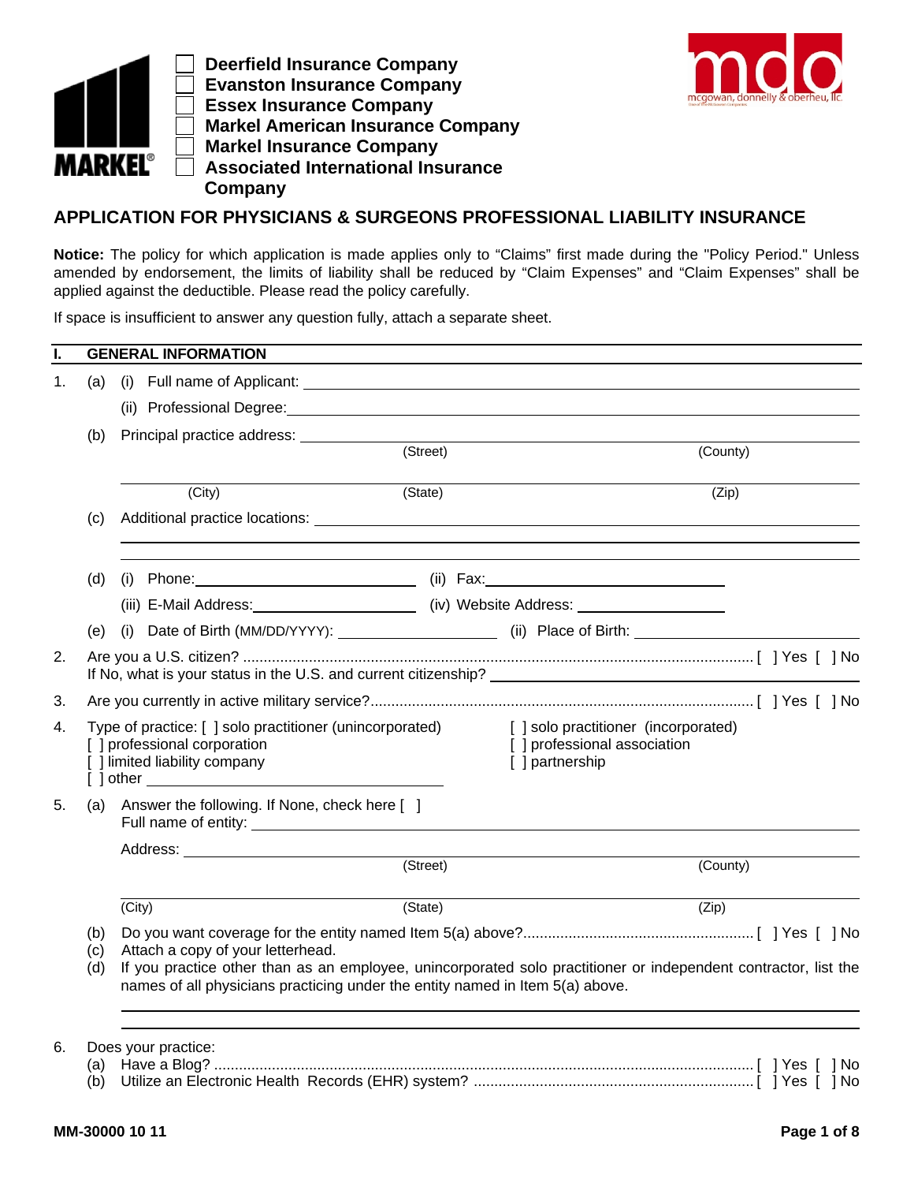MARKEL®

- [ ] Deerfield Insurance Company
- [ ] Evanston Insurance Company
- [ ] Essex Insurance Company
- [ ] Markel American Insurance Company
- [ ] Markel Insurance Company
- [ ] Associated International Insurance Company

mdo mcgowan, donnelly & oberheu, llc

# APPLICATION FOR PHYSICIANS & SURGEONS PROFESSIONAL LIABILITY INSURANCE

**Notice:** The policy for which application is made applies only to "Claims" first made during the "Policy Period." Unless amended by endorsement, the limits of liability shall be reduced by "Claim Expenses" and "Claim Expenses" shall be applied against the deductible. Please read the policy carefully.

If space is insufficient to answer any question fully, attach a separate sheet.

## I. GENERAL INFORMATION

1. (a) (i) Full name of Applicant: ______________________

   (ii) Professional Degree: ______________________

   (b) Principal practice address: ______________________
   (Street) (County)

   ______________________
   (City) (State) (Zip)

   (c) Additional practice locations: ______________________

   (d) (i) Phone: ____________ (ii) Fax: ____________

   (iii) E-Mail Address: ____________ (iv) Website Address: ____________

   (e) (i) Date of Birth (MM/DD/YYYY): ____________ (ii) Place of Birth: ____________

2. Are you a U.S. citizen? .......... [ ] Yes [ ] No
   If No, what is your status in the U.S. and current citizenship? ______________________

3. Are you currently in active military service? .......... [ ] Yes [ ] No

4. Type of practice:
   [ ] solo practitioner (unincorporated)
   [ ] solo practitioner (incorporated)
   [ ] professional corporation
   [ ] professional association
   [ ] limited liability company
   [ ] partnership
   [ ] other ______________________

5. (a) Answer the following. If None, check here [ ]
   Full name of entity: ______________________

   Address: ______________________
   (Street) (County)

   ______________________
   (City) (State) (Zip)

   (b) Do you want coverage for the entity named Item 5(a) above? .......... [ ] Yes [ ] No

   (c) Attach a copy of your letterhead.

   (d) If you practice other than as an employee, unincorporated solo practitioner or independent contractor, list the names of all physicians practicing under the entity named in Item 5(a) above.

   ______________________

6. Does your practice:
   (a) Have a Blog? .......... [ ] Yes [ ] No
   (b) Utilize an Electronic Health Records (EHR) system? .......... [ ] Yes [ ] No

MM-30000 10 11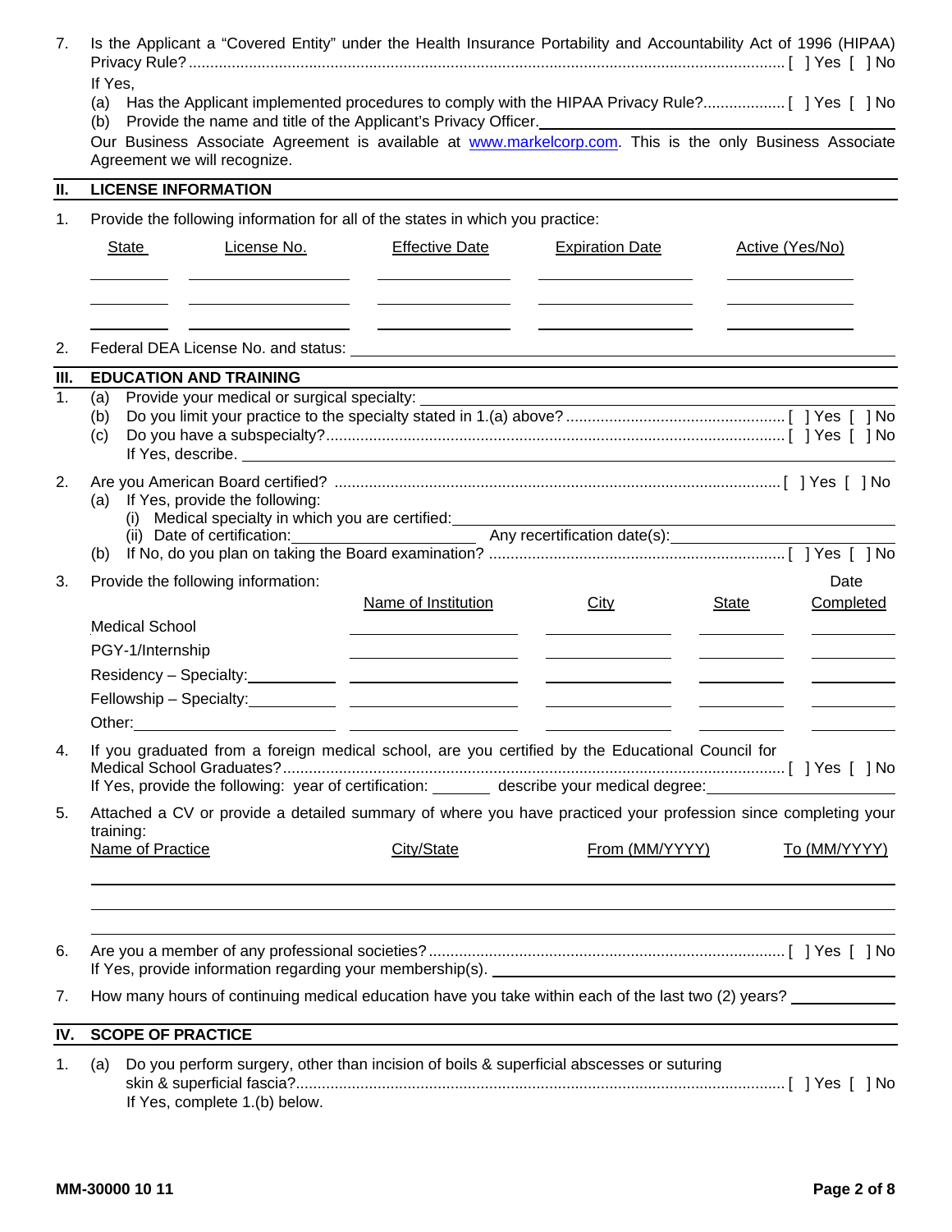7. Is the Applicant a "Covered Entity" under the Health Insurance Portability and Accountability Act of 1996 (HIPAA) Privacy Rule? [ ] Yes [ ] No

   If Yes,

   (a) Has the Applicant implemented procedures to comply with the HIPAA Privacy Rule? [ ] Yes [ ] No

   (b) Provide the name and title of the Applicant's Privacy Officer. ______________________

   Our Business Associate Agreement is available at www.markelcorp.com. This is the only Business Associate Agreement we will recognize.

## II. LICENSE INFORMATION

1. Provide the following information for all of the states in which you practice:

| State | License No. | Effective Date | Expiration Date | Active (Yes/No) |
|---|---|---|---|---|
| | | | | |
| | | | | |
| | | | | |

2. Federal DEA License No. and status: ______________________

## III. EDUCATION AND TRAINING

1. (a) Provide your medical or surgical specialty: ______________________

   (b) Do you limit your practice to the specialty stated in 1.(a) above? [ ] Yes [ ] No

   (c) Do you have a subspecialty? [ ] Yes [ ] No

   If Yes, describe. ______________________

2. Are you American Board certified? [ ] Yes [ ] No

   (a) If Yes, provide the following:

   (i) Medical specialty in which you are certified: ______________________

   (ii) Date of certification: __________ Any recertification date(s): __________

   (b) If No, do you plan on taking the Board examination? [ ] Yes [ ] No

3. Provide the following information:

| | Name of Institution | City | State | Date Completed |
|---|---|---|---|---|
| Medical School | | | | |
| PGY-1/Internship | | | | |
| Residency – Specialty: ________ | | | | |
| Fellowship – Specialty: ________ | | | | |
| Other: ________ | | | | |

4. If you graduated from a foreign medical school, are you certified by the Educational Council for Medical School Graduates? [ ] Yes [ ] No

   If Yes, provide the following: year of certification: ______ describe your medical degree: ______________________

5. Attached a CV or provide a detailed summary of where you have practiced your profession since completing your training:

| Name of Practice | City/State | From (MM/YYYY) | To (MM/YYYY) |
|---|---|---|---|
| | | | |
| | | | |
| | | | |

6. Are you a member of any professional societies? [ ] Yes [ ] No

   If Yes, provide information regarding your membership(s). ______________________

7. How many hours of continuing medical education have you take within each of the last two (2) years? __________

## IV. SCOPE OF PRACTICE

1. (a) Do you perform surgery, other than incision of boils & superficial abscesses or suturing skin & superficial fascia? [ ] Yes [ ] No

   If Yes, complete 1.(b) below.

MM-30000 10 11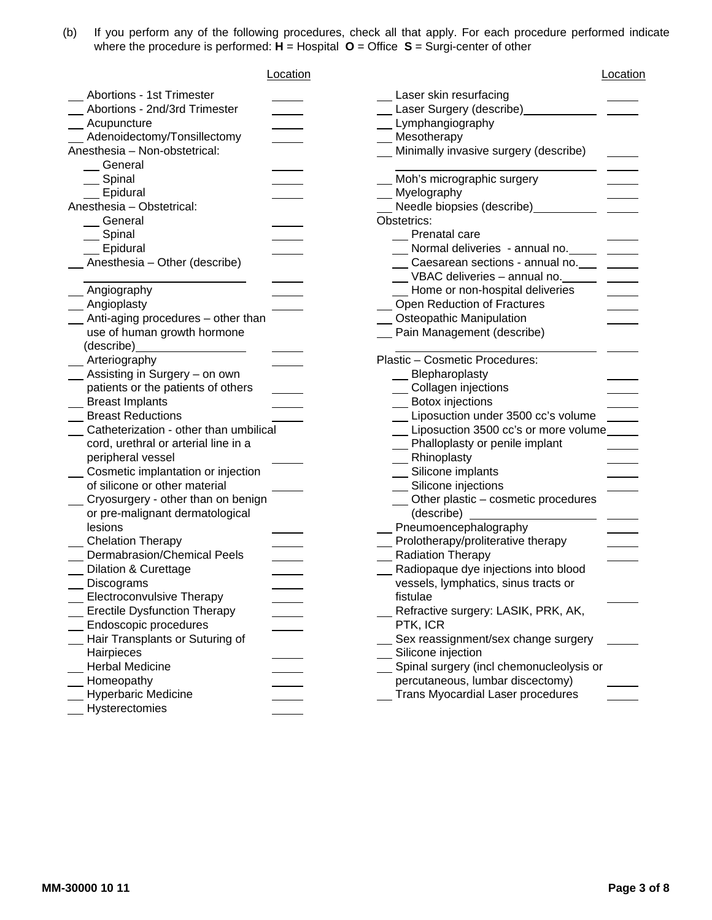(b) If you perform any of the following procedures, check all that apply. For each procedure performed indicate where the procedure is performed: **H** = Hospital **O** = Office **S** = Surgi-center of other

| Procedure | Location |
|---|---|
| ___ Abortions - 1st Trimester | _____ |
| ___ Abortions - 2nd/3rd Trimester | _____ |
| ___ Acupuncture | _____ |
| ___ Adenoidectomy/Tonsillectomy | _____ |
| Anesthesia – Non-obstetrical: | |
| ___ General | _____ |
| ___ Spinal | _____ |
| ___ Epidural | _____ |
| Anesthesia – Obstetrical: | |
| ___ General | _____ |
| ___ Spinal | _____ |
| ___ Epidural | _____ |
| ___ Anesthesia – Other (describe) ____________ | _____ |
| ___ Angiography | _____ |
| ___ Angioplasty | _____ |
| ___ Anti-aging procedures – other than use of human growth hormone (describe)____________ | _____ |
| ___ Arteriography | _____ |
| ___ Assisting in Surgery – on own patients or the patients of others | _____ |
| ___ Breast Implants | _____ |
| ___ Breast Reductions | _____ |
| ___ Catheterization - other than umbilical cord, urethral or arterial line in a peripheral vessel | _____ |
| ___ Cosmetic implantation or injection of silicone or other material | _____ |
| ___ Cryosurgery - other than on benign or pre-malignant dermatological lesions | _____ |
| ___ Chelation Therapy | _____ |
| ___ Dermabrasion/Chemical Peels | _____ |
| ___ Dilation & Curettage | _____ |
| ___ Discograms | _____ |
| ___ Electroconvulsive Therapy | _____ |
| ___ Erectile Dysfunction Therapy | _____ |
| ___ Endoscopic procedures | _____ |
| ___ Hair Transplants or Suturing of Hairpieces | _____ |
| ___ Herbal Medicine | _____ |
| ___ Homeopathy | _____ |
| ___ Hyperbaric Medicine | _____ |
| ___ Hysterectomies | _____ |
| ___ Laser skin resurfacing | _____ |
| ___ Laser Surgery (describe)____________ | _____ |
| ___ Lymphangiography | |
| ___ Mesotherapy | |
| ___ Minimally invasive surgery (describe) ____________ | _____ |
| ___ Moh's micrographic surgery | _____ |
| ___ Myelography | _____ |
| ___ Needle biopsies (describe)__________ | _____ |
| Obstetrics: | |
| ___ Prenatal care | _____ |
| ___ Normal deliveries - annual no.____ | _____ |
| ___ Caesarean sections - annual no.___ | _____ |
| ___ VBAC deliveries – annual no.______ | _____ |
| ___ Home or non-hospital deliveries | _____ |
| ___ Open Reduction of Fractures | _____ |
| ___ Osteopathic Manipulation | _____ |
| ___ Pain Management (describe) ____________ | _____ |
| Plastic – Cosmetic Procedures: | |
| ___ Blepharoplasty | _____ |
| ___ Collagen injections | _____ |
| ___ Botox injections | _____ |
| ___ Liposuction under 3500 cc's volume | _____ |
| ___ Liposuction 3500 cc's or more volume | _____ |
| ___ Phalloplasty or penile implant | _____ |
| ___ Rhinoplasty | _____ |
| ___ Silicone implants | _____ |
| ___ Silicone injections | _____ |
| ___ Other plastic – cosmetic procedures (describe) ____________ | _____ |
| ___ Pneumoencephalography | _____ |
| ___ Prolotherapy/proliterative therapy | _____ |
| ___ Radiation Therapy | _____ |
| ___ Radiopaque dye injections into blood vessels, lymphatics, sinus tracts or fistulae | _____ |
| ___ Refractive surgery: LASIK, PRK, AK, PTK, ICR | |
| ___ Sex reassignment/sex change surgery | _____ |
| ___ Silicone injection | |
| ___ Spinal surgery (incl chemonucleolysis or percutaneous, lumbar discectomy) | _____ |
| ___ Trans Myocardial Laser procedures | _____ |

MM-30000 10 11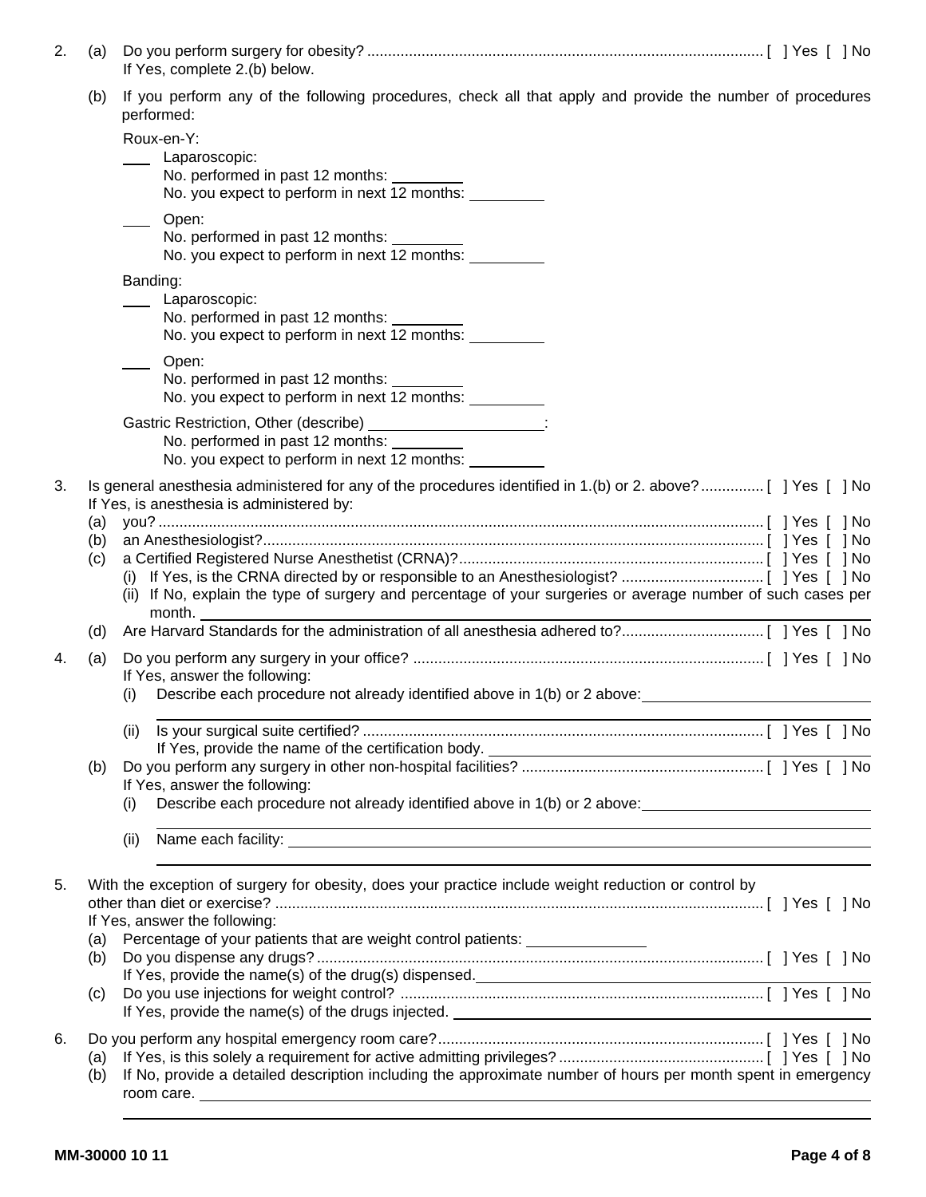2. (a) Do you perform surgery for obesity? .............................................................................................. [ ] Yes [ ] No
   If Yes, complete 2.(b) below.

   (b) If you perform any of the following procedures, check all that apply and provide the number of procedures performed:

   Roux-en-Y:

   ___ Laparoscopic:
   No. performed in past 12 months: ________
   No. you expect to perform in next 12 months: ________

   ___ Open:
   No. performed in past 12 months: ________
   No. you expect to perform in next 12 months: ________

   Banding:

   ___ Laparoscopic:
   No. performed in past 12 months: ________
   No. you expect to perform in next 12 months: ________

   ___ Open:
   No. performed in past 12 months: ________
   No. you expect to perform in next 12 months: ________

   Gastric Restriction, Other (describe) ____________________:
   No. performed in past 12 months: ________
   No. you expect to perform in next 12 months: ________

3. Is general anesthesia administered for any of the procedures identified in 1.(b) or 2. above? ............... [ ] Yes [ ] No
   If Yes, is anesthesia administered by:
   (a) you? ................................................................................................................................................ [ ] Yes [ ] No
   (b) an Anesthesiologist? ...................................................................................................................... [ ] Yes [ ] No
   (c) a Certified Registered Nurse Anesthetist (CRNA)? ........................................................................ [ ] Yes [ ] No
      (i) If Yes, is the CRNA directed by or responsible to an Anesthesiologist? .................................. [ ] Yes [ ] No
      (ii) If No, explain the type of surgery and percentage of your surgeries or average number of such cases per month. ____________________
   (d) Are Harvard Standards for the administration of all anesthesia adhered to? .................................. [ ] Yes [ ] No

4. (a) Do you perform any surgery in your office? ................................................................................... [ ] Yes [ ] No
   If Yes, answer the following:
      (i) Describe each procedure not already identified above in 1(b) or 2 above: ____________________
      ____________________
      (ii) Is your surgical suite certified? ............................................................................................... [ ] Yes [ ] No
      If Yes, provide the name of the certification body. ____________________
   (b) Do you perform any surgery in other non-hospital facilities? .......................................................... [ ] Yes [ ] No
   If Yes, answer the following:
      (i) Describe each procedure not already identified above in 1(b) or 2 above: ____________________
      ____________________
      (ii) Name each facility: ____________________
      ____________________

5. With the exception of surgery for obesity, does your practice include weight reduction or control by other than diet or exercise? .................................................................................................................... [ ] Yes [ ] No
   If Yes, answer the following:
   (a) Percentage of your patients that are weight control patients: ____________
   (b) Do you dispense any drugs? .......................................................................................................... [ ] Yes [ ] No
   If Yes, provide the name(s) of the drug(s) dispensed. ____________________
   (c) Do you use injections for weight control? ...................................................................................... [ ] Yes [ ] No
   If Yes, provide the name(s) of the drugs injected. ____________________

6. Do you perform any hospital emergency room care? ............................................................................. [ ] Yes [ ] No
   (a) If Yes, is this solely a requirement for active admitting privileges? ................................................ [ ] Yes [ ] No
   (b) If No, provide a detailed description including the approximate number of hours per month spent in emergency room care. ____________________
   ____________________

MM-30000 10 11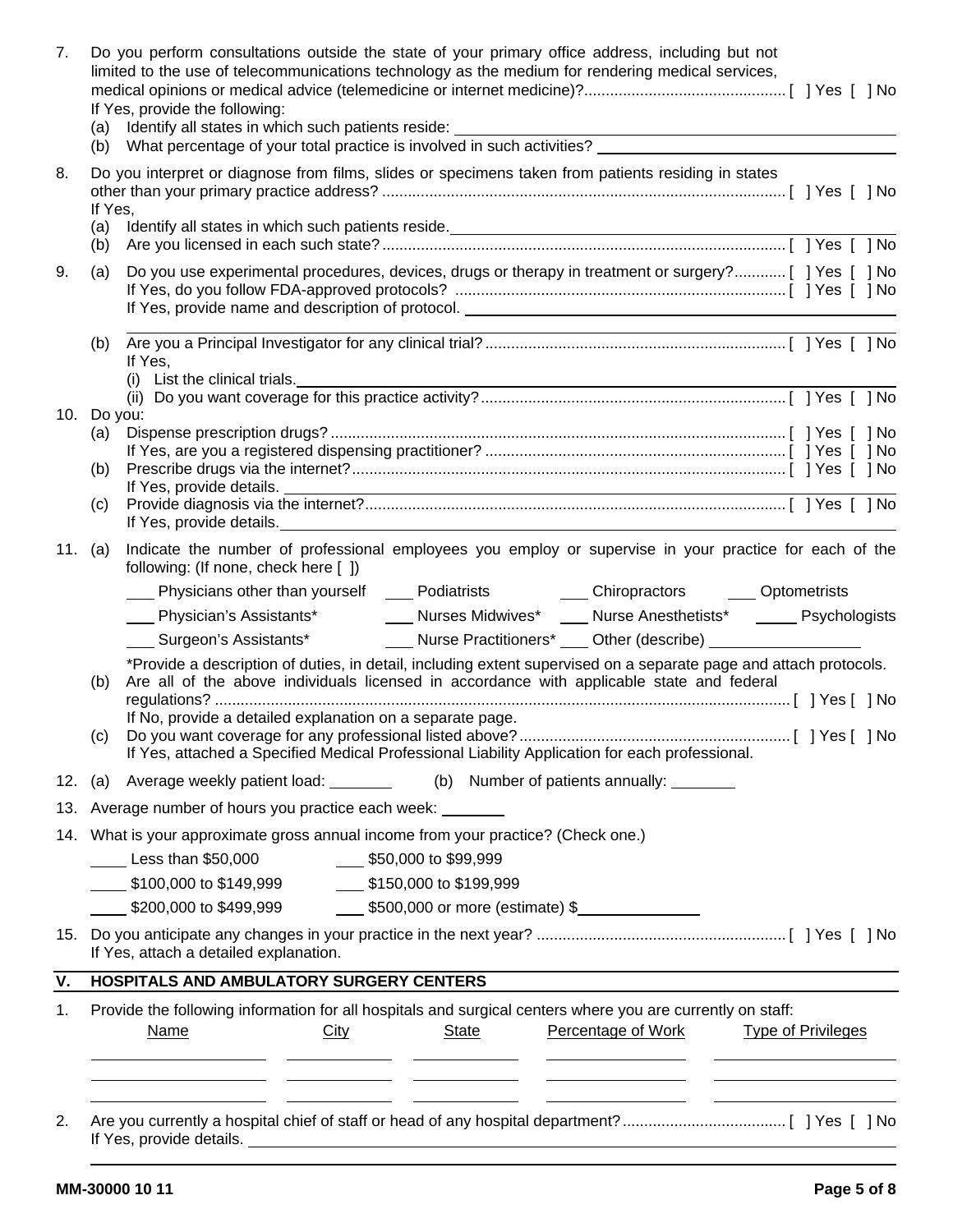7. Do you perform consultations outside the state of your primary office address, including but not limited to the use of telecommunications technology as the medium for rendering medical services, medical opinions or medical advice (telemedicine or internet medicine)?.............................................. [ ] Yes [ ] No

   If Yes, provide the following:

   (a) Identify all states in which such patients reside: ____________________

   (b) What percentage of your total practice is involved in such activities? ____________________

8. Do you interpret or diagnose from films, slides or specimens taken from patients residing in states other than your primary practice address? ............................................................................................. [ ] Yes [ ] No

   If Yes,

   (a) Identify all states in which such patients reside. ____________________

   (b) Are you licensed in each such state? ............................................................................................. [ ] Yes [ ] No

9. (a) Do you use experimental procedures, devices, drugs or therapy in treatment or surgery?............ [ ] Yes [ ] No

   If Yes, do you follow FDA-approved protocols? ............................................................................. [ ] Yes [ ] No

   If Yes, provide name and description of protocol. ____________________

   ____________________

   (b) Are you a Principal Investigator for any clinical trial? ..................................................................... [ ] Yes [ ] No

   If Yes,

   (i) List the clinical trials. ____________________

   (ii) Do you want coverage for this practice activity? ...................................................................... [ ] Yes [ ] No

10. Do you:

    (a) Dispense prescription drugs? ......................................................................................................... [ ] Yes [ ] No

    If Yes, are you a registered dispensing practitioner? ..................................................................... [ ] Yes [ ] No

    (b) Prescribe drugs via the internet? .................................................................................................... [ ] Yes [ ] No

    If Yes, provide details. ____________________

    (c) Provide diagnosis via the internet? ................................................................................................. [ ] Yes [ ] No

    If Yes, provide details. ____________________

11. (a) Indicate the number of professional employees you employ or supervise in your practice for each of the following: (If none, check here [ ])

    ___ Physicians other than yourself ___ Podiatrists ___ Chiropractors ___ Optometrists

    ___ Physician's Assistants* ___ Nurses Midwives* ___ Nurse Anesthetists* ___ Psychologists

    ___ Surgeon's Assistants* ___ Nurse Practitioners* ___ Other (describe) ____________________

    *Provide a description of duties, in detail, including extent supervised on a separate page and attach protocols.

    (b) Are all of the above individuals licensed in accordance with applicable state and federal regulations? ..................................................................................................................................... [ ] Yes [ ] No

    If No, provide a detailed explanation on a separate page.

    (c) Do you want coverage for any professional listed above? .............................................................. [ ] Yes [ ] No

    If Yes, attached a Specified Medical Professional Liability Application for each professional.

12. (a) Average weekly patient load: ________ (b) Number of patients annually: ________

13. Average number of hours you practice each week: ________

14. What is your approximate gross annual income from your practice? (Check one.)

    ___ Less than $50,000 ___ $50,000 to $99,999

    ___ $100,000 to $149,999 ___ $150,000 to $199,999

    ___ $200,000 to $499,999 ___ $500,000 or more (estimate) $____________

15. Do you anticipate any changes in your practice in the next year? .......................................................... [ ] Yes [ ] No

    If Yes, attach a detailed explanation.

## V. HOSPITALS AND AMBULATORY SURGERY CENTERS

1. Provide the following information for all hospitals and surgical centers where you are currently on staff:

| Name | City | State | Percentage of Work | Type of Privileges |
|---|---|---|---|---|
| | | | | |
| | | | | |
| | | | | |

2. Are you currently a hospital chief of staff or head of any hospital department? ...................................... [ ] Yes [ ] No

   If Yes, provide details. ____________________

   ____________________

MM-30000 10 11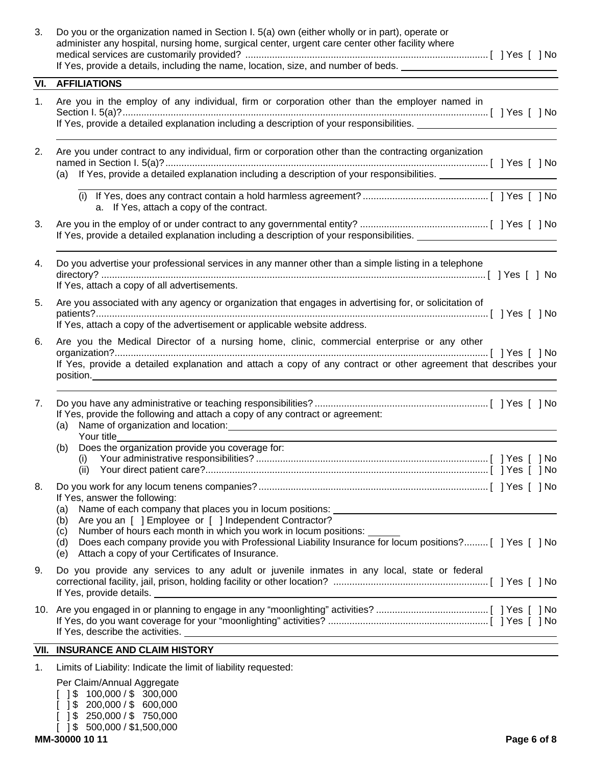3. Do you or the organization named in Section I. 5(a) own (either wholly or in part), operate or administer any hospital, nursing home, surgical center, urgent care center other facility where medical services are customarily provided? .......... [ ] Yes [ ] No
   If Yes, provide a details, including the name, location, size, and number of beds. ______________________

## VI. AFFILIATIONS

1. Are you in the employ of any individual, firm or corporation other than the employer named in Section I. 5(a)? .......... [ ] Yes [ ] No
   If Yes, provide a detailed explanation including a description of your responsibilities. ______________________

   ______________________________________________

2. Are you under contract to any individual, firm or corporation other than the contracting organization named in Section I. 5(a)? .......... [ ] Yes [ ] No
   (a) If Yes, provide a detailed explanation including a description of your responsibilities. ______________________

   ______________________________________________

      (i) If Yes, does any contract contain a hold harmless agreement? .......... [ ] Yes [ ] No
         a. If Yes, attach a copy of the contract.

3. Are you in the employ of or under contract to any governmental entity? .......... [ ] Yes [ ] No
   If Yes, provide a detailed explanation including a description of your responsibilities. ______________________

   ______________________________________________

4. Do you advertise your professional services in any manner other than a simple listing in a telephone directory? .......... [ ] Yes [ ] No
   If Yes, attach a copy of all advertisements.

5. Are you associated with any agency or organization that engages in advertising for, or solicitation of patients? .......... [ ] Yes [ ] No
   If Yes, attach a copy of the advertisement or applicable website address.

6. Are you the Medical Director of a nursing home, clinic, commercial enterprise or any other organization? .......... [ ] Yes [ ] No
   If Yes, provide a detailed explanation and attach a copy of any contract or other agreement that describes your position. ______________________

   ______________________________________________

7. Do you have any administrative or teaching responsibilities? .......... [ ] Yes [ ] No
   If Yes, provide the following and attach a copy of any contract or agreement:
   (a) Name of organization and location: ______________________
       Your title ______________________
   (b) Does the organization provide you coverage for:
      (i) Your administrative responsibilities? .......... [ ] Yes [ ] No
      (ii) Your direct patient care? .......... [ ] Yes [ ] No

8. Do you work for any locum tenens companies? .......... [ ] Yes [ ] No
   If Yes, answer the following:
   (a) Name of each company that places you in locum positions: ______________________
   (b) Are you an [ ] Employee or [ ] Independent Contractor?
   (c) Number of hours each month in which you work in locum positions: ______
   (d) Does each company provide you with Professional Liability Insurance for locum positions? .......... [ ] Yes [ ] No
   (e) Attach a copy of your Certificates of Insurance.

9. Do you provide any services to any adult or juvenile inmates in any local, state or federal correctional facility, jail, prison, holding facility or other location? .......... [ ] Yes [ ] No
   If Yes, provide details. ______________________

10. Are you engaged in or planning to engage in any "moonlighting" activities? .......... [ ] Yes [ ] No
    If Yes, do you want coverage for your "moonlighting" activities? .......... [ ] Yes [ ] No
    If Yes, describe the activities. ______________________

## VII. INSURANCE AND CLAIM HISTORY

1. Limits of Liability: Indicate the limit of liability requested:

   Per Claim/Annual Aggregate
   [ ] $ 100,000 / $ 300,000
   [ ] $ 200,000 / $ 600,000
   [ ] $ 250,000 / $ 750,000
   [ ] $ 500,000 / $1,500,000

MM-30000 10 11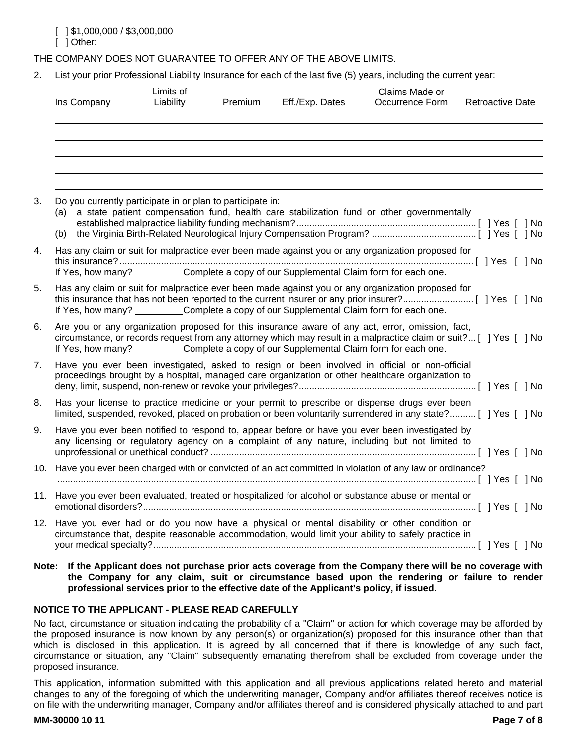[ ] $1,000,000 / $3,000,000
[ ] Other: ________________________

THE COMPANY DOES NOT GUARANTEE TO OFFER ANY OF THE ABOVE LIMITS.

2. List your prior Professional Liability Insurance for each of the last five (5) years, including the current year:

| Ins Company | Limits of Liability | Premium | Eff./Exp. Dates | Claims Made or Occurrence Form | Retroactive Date |
|---|---|---|---|---|---|
| | | | | | |
| | | | | | |
| | | | | | |
| | | | | | |
| | | | | | |

3. Do you currently participate in or plan to participate in:
   (a) a state patient compensation fund, health care stabilization fund or other governmentally established malpractice liability funding mechanism? .......... [ ] Yes [ ] No
   (b) the Virginia Birth-Related Neurological Injury Compensation Program? .......... [ ] Yes [ ] No

4. Has any claim or suit for malpractice ever been made against you or any organization proposed for this insurance? .......... [ ] Yes [ ] No
   If Yes, how many? __________ Complete a copy of our Supplemental Claim form for each one.

5. Has any claim or suit for malpractice ever been made against you or any organization proposed for this insurance that has not been reported to the current insurer or any prior insurer? .......... [ ] Yes [ ] No
   If Yes, how many? __________ Complete a copy of our Supplemental Claim form for each one.

6. Are you or any organization proposed for this insurance aware of any act, error, omission, fact, circumstance, or records request from any attorney which may result in a malpractice claim or suit? ... [ ] Yes [ ] No
   If Yes, how many? __________ Complete a copy of our Supplemental Claim form for each one.

7. Have you ever been investigated, asked to resign or been involved in official or non-official proceedings brought by a hospital, managed care organization or other healthcare organization to deny, limit, suspend, non-renew or revoke your privileges? .......... [ ] Yes [ ] No

8. Has your license to practice medicine or your permit to prescribe or dispense drugs ever been limited, suspended, revoked, placed on probation or been voluntarily surrendered in any state? .......... [ ] Yes [ ] No

9. Have you ever been notified to respond to, appear before or have you ever been investigated by any licensing or regulatory agency on a complaint of any nature, including but not limited to unprofessional or unethical conduct? .......... [ ] Yes [ ] No

10. Have you ever been charged with or convicted of an act committed in violation of any law or ordinance? .......... [ ] Yes [ ] No

11. Have you ever been evaluated, treated or hospitalized for alcohol or substance abuse or mental or emotional disorders? .......... [ ] Yes [ ] No

12. Have you ever had or do you now have a physical or mental disability or other condition or circumstance that, despite reasonable accommodation, would limit your ability to safely practice in your medical specialty? .......... [ ] Yes [ ] No

**Note: If the Applicant does not purchase prior acts coverage from the Company there will be no coverage with the Company for any claim, suit or circumstance based upon the rendering or failure to render professional services prior to the effective date of the Applicant's policy, if issued.**

**NOTICE TO THE APPLICANT - PLEASE READ CAREFULLY**

No fact, circumstance or situation indicating the probability of a "Claim" or action for which coverage may be afforded by the proposed insurance is now known by any person(s) or organization(s) proposed for this insurance other than that which is disclosed in this application. It is agreed by all concerned that if there is knowledge of any such fact, circumstance or situation, any "Claim" subsequently emanating therefrom shall be excluded from coverage under the proposed insurance.

This application, information submitted with this application and all previous applications related hereto and material changes to any of the foregoing of which the underwriting manager, Company and/or affiliates thereof receives notice is on file with the underwriting manager, Company and/or affiliates thereof and is considered physically attached to and part

MM-30000 10 11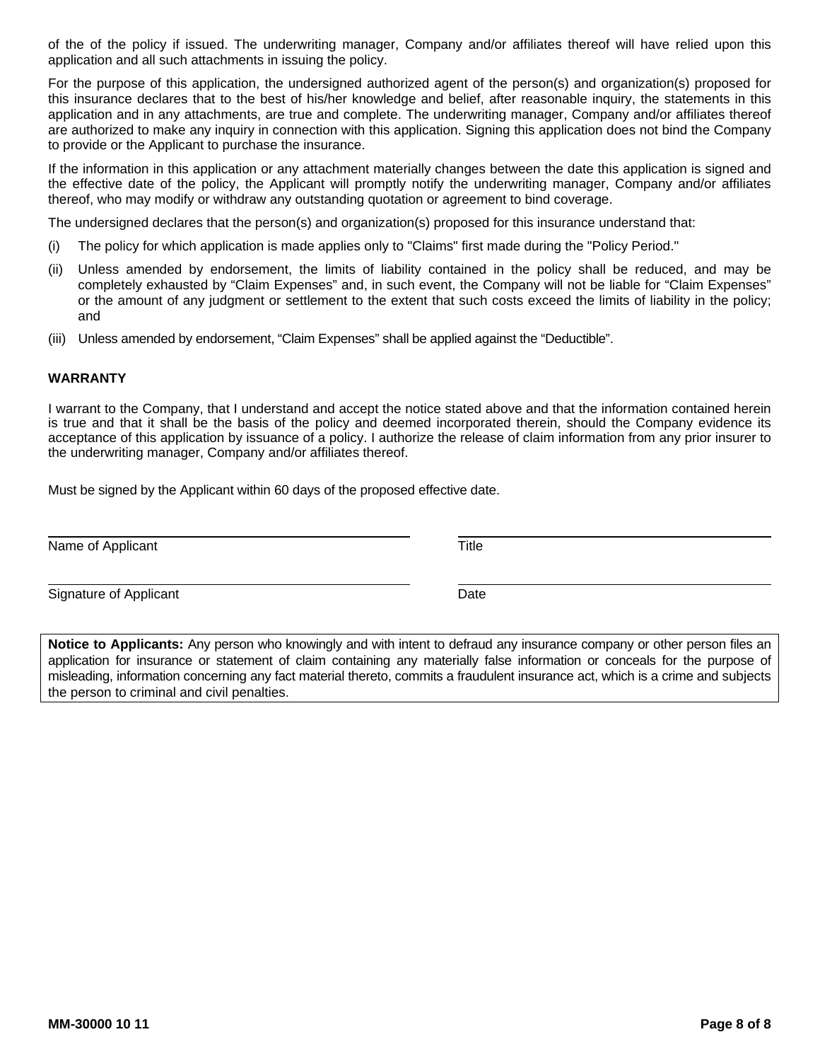of the of the policy if issued. The underwriting manager, Company and/or affiliates thereof will have relied upon this application and all such attachments in issuing the policy.

For the purpose of this application, the undersigned authorized agent of the person(s) and organization(s) proposed for this insurance declares that to the best of his/her knowledge and belief, after reasonable inquiry, the statements in this application and in any attachments, are true and complete. The underwriting manager, Company and/or affiliates thereof are authorized to make any inquiry in connection with this application. Signing this application does not bind the Company to provide or the Applicant to purchase the insurance.

If the information in this application or any attachment materially changes between the date this application is signed and the effective date of the policy, the Applicant will promptly notify the underwriting manager, Company and/or affiliates thereof, who may modify or withdraw any outstanding quotation or agreement to bind coverage.

The undersigned declares that the person(s) and organization(s) proposed for this insurance understand that:

(i) The policy for which application is made applies only to "Claims" first made during the "Policy Period."

(ii) Unless amended by endorsement, the limits of liability contained in the policy shall be reduced, and may be completely exhausted by “Claim Expenses” and, in such event, the Company will not be liable for “Claim Expenses” or the amount of any judgment or settlement to the extent that such costs exceed the limits of liability in the policy; and

(iii) Unless amended by endorsement, “Claim Expenses” shall be applied against the “Deductible”.

**WARRANTY**

I warrant to the Company, that I understand and accept the notice stated above and that the information contained herein is true and that it shall be the basis of the policy and deemed incorporated therein, should the Company evidence its acceptance of this application by issuance of a policy. I authorize the release of claim information from any prior insurer to the underwriting manager, Company and/or affiliates thereof.

Must be signed by the Applicant within 60 days of the proposed effective date.

| | |
|---|---|
| Name of Applicant | Title |
| Signature of Applicant | Date |

**Notice to Applicants:** Any person who knowingly and with intent to defraud any insurance company or other person files an application for insurance or statement of claim containing any materially false information or conceals for the purpose of misleading, information concerning any fact material thereto, commits a fraudulent insurance act, which is a crime and subjects the person to criminal and civil penalties.

MM-30000 10 11